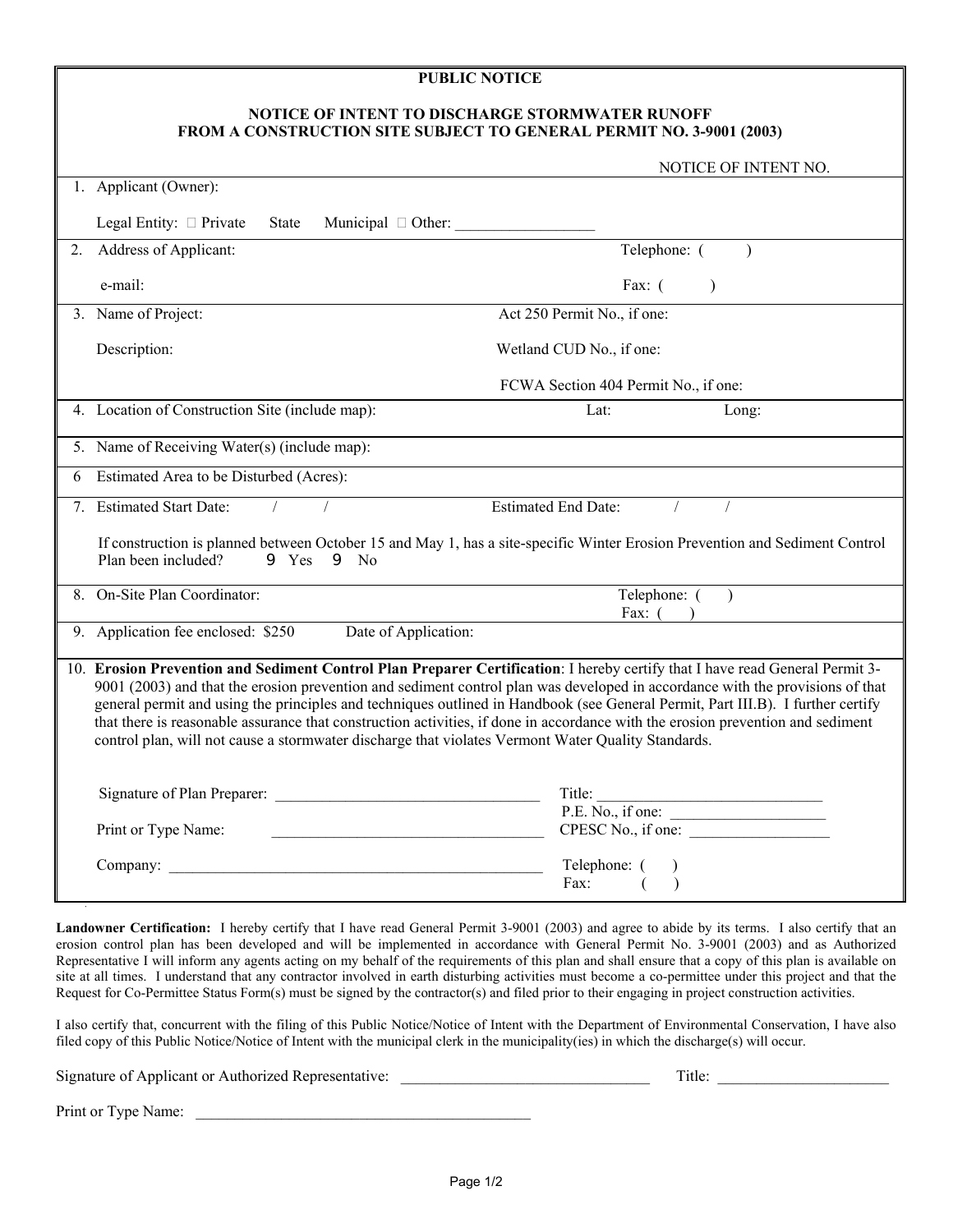# PUBLIC NOTICE

## NOTICE OF INTENT TO DISCHARGE STORMWATER RUNOFF FROM A CONSTRUCTION SITE SUBJECT TO GENERAL PERMIT NO. 3-9001 (2003)

NOTICE OF INTENT NO.

1. Applicant (Owner):

   Legal Entity: □ Private  State  Municipal □ Other: ________________

2. Address of Applicant: Telephone: ( )

   e-mail: Fax: ( )

3. Name of Project: Act 250 Permit No., if one:

   Description: Wetland CUD No., if one:

   FCWA Section 404 Permit No., if one:

4. Location of Construction Site (include map): Lat: Long:

5. Name of Receiving Water(s) (include map):

6. Estimated Area to be Disturbed (Acres):

7. Estimated Start Date: / / Estimated End Date: / /

   If construction is planned between October 15 and May 1, has a site-specific Winter Erosion Prevention and Sediment Control Plan been included? 9 Yes 9 No

8. On-Site Plan Coordinator: Telephone: ( ) Fax: ( )

9. Application fee enclosed: $250 Date of Application:

10. **Erosion Prevention and Sediment Control Plan Preparer Certification**: I hereby certify that I have read General Permit 3-9001 (2003) and that the erosion prevention and sediment control plan was developed in accordance with the provisions of that general permit and using the principles and techniques outlined in Handbook (see General Permit, Part III.B). I further certify that there is reasonable assurance that construction activities, if done in accordance with the erosion prevention and sediment control plan, will not cause a stormwater discharge that violates Vermont Water Quality Standards.

    Signature of Plan Preparer: ________________________________ Title: ____________________________

    P.E. No., if one: ____________________

    Print or Type Name: ________________________________ CPESC No., if one: __________________

    Company: ______________________________________________ Telephone: ( ) Fax: ( )

**Landowner Certification:** I hereby certify that I have read General Permit 3-9001 (2003) and agree to abide by its terms. I also certify that an erosion control plan has been developed and will be implemented in accordance with General Permit No. 3-9001 (2003) and as Authorized Representative I will inform any agents acting on my behalf of the requirements of this plan and shall ensure that a copy of this plan is available on site at all times. I understand that any contractor involved in earth disturbing activities must become a co-permittee under this project and that the Request for Co-Permittee Status Form(s) must be signed by the contractor(s) and filed prior to their engaging in project construction activities.

I also certify that, concurrent with the filing of this Public Notice/Notice of Intent with the Department of Environmental Conservation, I have also filed copy of this Public Notice/Notice of Intent with the municipal clerk in the municipality(ies) in which the discharge(s) will occur.

Signature of Applicant or Authorized Representative: ________________________________ Title: ______________________

Print or Type Name: ____________________________________________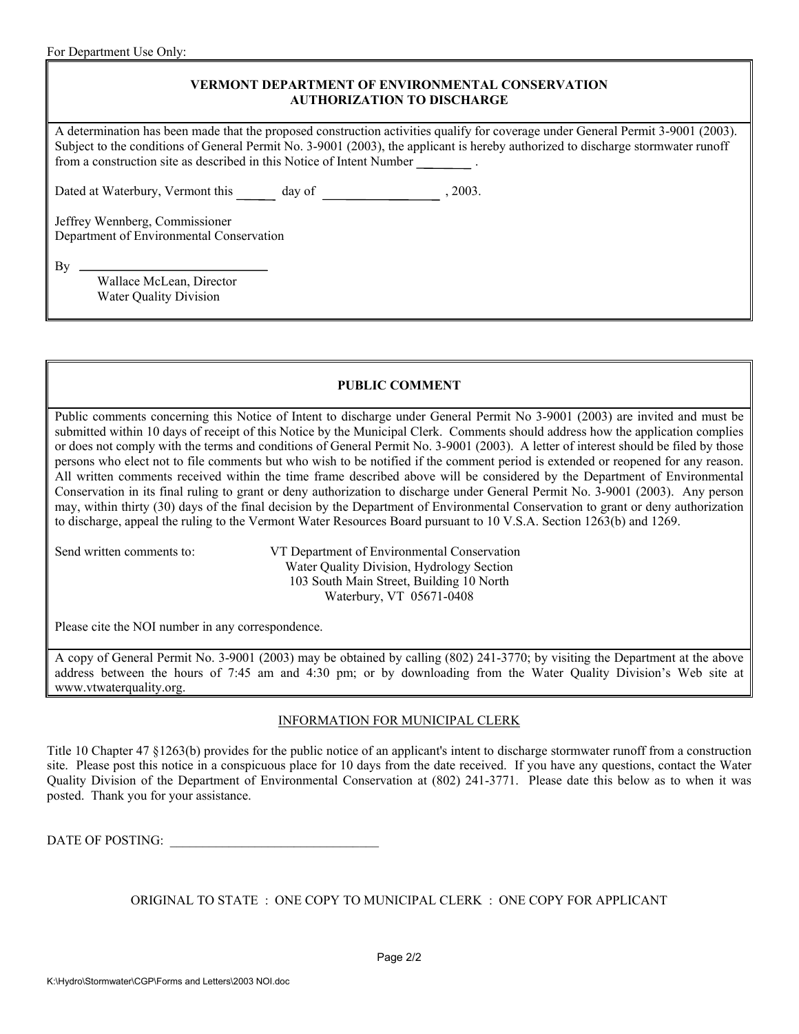For Department Use Only:

**VERMONT DEPARTMENT OF ENVIRONMENTAL CONSERVATION**
**AUTHORIZATION TO DISCHARGE**

A determination has been made that the proposed construction activities qualify for coverage under General Permit 3-9001 (2003). Subject to the conditions of General Permit No. 3-9001 (2003), the applicant is hereby authorized to discharge stormwater runoff from a construction site as described in this Notice of Intent Number ________ .

Dated at Waterbury, Vermont this ______ day of ____________________ , 2003.

Jeffrey Wennberg, Commissioner
Department of Environmental Conservation

By ______________________________
Wallace McLean, Director
Water Quality Division

**PUBLIC COMMENT**

Public comments concerning this Notice of Intent to discharge under General Permit No 3-9001 (2003) are invited and must be submitted within 10 days of receipt of this Notice by the Municipal Clerk. Comments should address how the application complies or does not comply with the terms and conditions of General Permit No. 3-9001 (2003). A letter of interest should be filed by those persons who elect not to file comments but who wish to be notified if the comment period is extended or reopened for any reason. All written comments received within the time frame described above will be considered by the Department of Environmental Conservation in its final ruling to grant or deny authorization to discharge under General Permit No. 3-9001 (2003). Any person may, within thirty (30) days of the final decision by the Department of Environmental Conservation to grant or deny authorization to discharge, appeal the ruling to the Vermont Water Resources Board pursuant to 10 V.S.A. Section 1263(b) and 1269.

Send written comments to:

VT Department of Environmental Conservation
Water Quality Division, Hydrology Section
103 South Main Street, Building 10 North
Waterbury, VT 05671-0408

Please cite the NOI number in any correspondence.

A copy of General Permit No. 3-9001 (2003) may be obtained by calling (802) 241-3770; by visiting the Department at the above address between the hours of 7:45 am and 4:30 pm; or by downloading from the Water Quality Division's Web site at www.vtwaterquality.org.

INFORMATION FOR MUNICIPAL CLERK

Title 10 Chapter 47 §1263(b) provides for the public notice of an applicant's intent to discharge stormwater runoff from a construction site. Please post this notice in a conspicuous place for 10 days from the date received. If you have any questions, contact the Water Quality Division of the Department of Environmental Conservation at (802) 241-3771. Please date this below as to when it was posted. Thank you for your assistance.

DATE OF POSTING: ________________________________

ORIGINAL TO STATE : ONE COPY TO MUNICIPAL CLERK : ONE COPY FOR APPLICANT

K:\Hydro\Stormwater\CGP\Forms and Letters\2003 NOI.doc